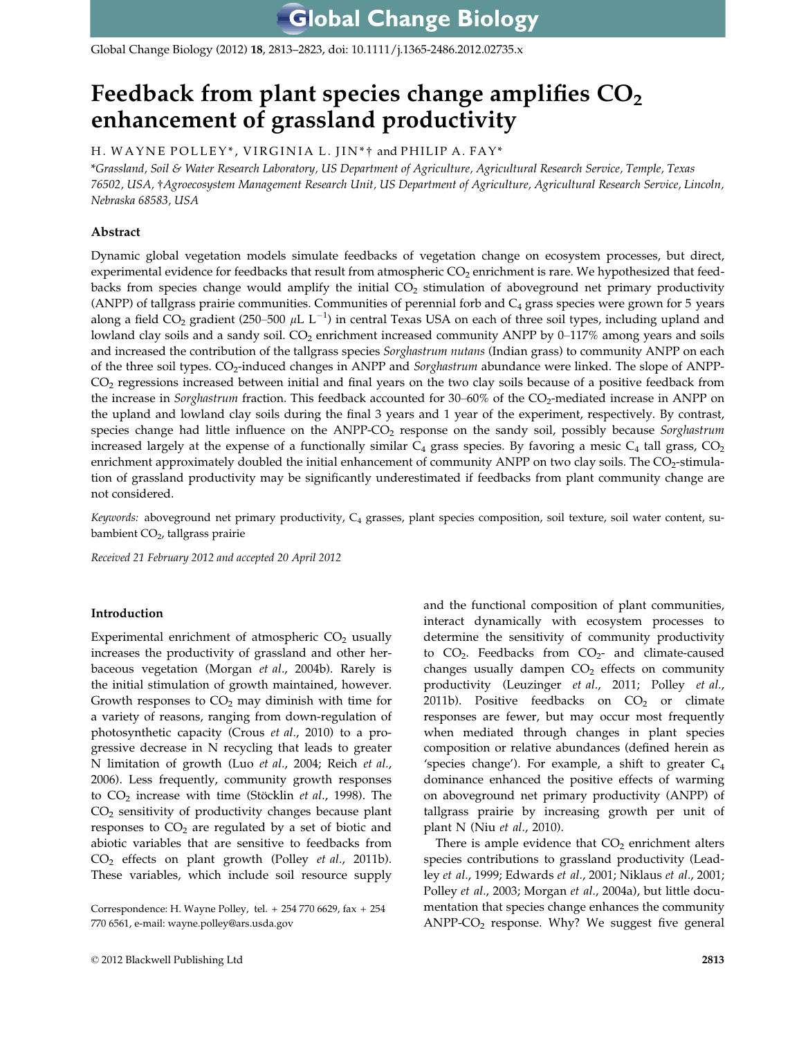# Feedback from plant species change amplifies $CO_2$ enhancement of grassland productivity

H. WAYNE POLLEY*, VIRGINIA L. JIN*† and PHILIP A. FAY*

*Grassland, Soil & Water Research Laboratory, US Department of Agriculture, Agricultural Research Service, Temple, Texas 76502, USA, †Agroecosystem Management Research Unit, US Department of Agriculture, Agricultural Research Service, Lincoln, Nebraska 68583, USA

## Abstract

Dynamic global vegetation models simulate feedbacks of vegetation change on ecosystem processes, but direct, experimental evidence for feedbacks that result from atmospheric $CO_2$ enrichment is rare. We hypothesized that feedbacks from species change would amplify the initial $CO_2$ stimulation of aboveground net primary productivity (ANPP) of tallgrass prairie communities. Communities of perennial forb and $C_4$ grass species were grown for 5 years along a field $CO_2$ gradient (250–500 $\mu L\ L^{-1}$) in central Texas USA on each of three soil types, including upland and lowland clay soils and a sandy soil. $CO_2$ enrichment increased community ANPP by 0–117% among years and soils and increased the contribution of the tallgrass species *Sorghastrum nutans* (Indian grass) to community ANPP on each of the three soil types. $CO_2$-induced changes in ANPP and *Sorghastrum* abundance were linked. The slope of ANPP-$CO_2$ regressions increased between initial and final years on the two clay soils because of a positive feedback from the increase in *Sorghastrum* fraction. This feedback accounted for 30–60% of the $CO_2$-mediated increase in ANPP on the upland and lowland clay soils during the final 3 years and 1 year of the experiment, respectively. By contrast, species change had little influence on the ANPP-$CO_2$ response on the sandy soil, possibly because *Sorghastrum* increased largely at the expense of a functionally similar $C_4$ grass species. By favoring a mesic $C_4$ tall grass, $CO_2$ enrichment approximately doubled the initial enhancement of community ANPP on two clay soils. The $CO_2$-stimulation of grassland productivity may be significantly underestimated if feedbacks from plant community change are not considered.

*Keywords:* aboveground net primary productivity, $C_4$ grasses, plant species composition, soil texture, soil water content, subambient $CO_2$, tallgrass prairie

*Received 21 February 2012 and accepted 20 April 2012*

## Introduction

Experimental enrichment of atmospheric $CO_2$ usually increases the productivity of grassland and other herbaceous vegetation (Morgan *et al*., 2004b). Rarely is the initial stimulation of growth maintained, however. Growth responses to $CO_2$ may diminish with time for a variety of reasons, ranging from down-regulation of photosynthetic capacity (Crous *et al*., 2010) to a progressive decrease in N recycling that leads to greater N limitation of growth (Luo *et al*., 2004; Reich *et al*., 2006). Less frequently, community growth responses to $CO_2$ increase with time (Stöcklin *et al*., 1998). The $CO_2$ sensitivity of productivity changes because plant responses to $CO_2$ are regulated by a set of biotic and abiotic variables that are sensitive to feedbacks from $CO_2$ effects on plant growth (Polley *et al*., 2011b). These variables, which include soil resource supply and the functional composition of plant communities, interact dynamically with ecosystem processes to determine the sensitivity of community productivity to $CO_2$. Feedbacks from $CO_2$- and climate-caused changes usually dampen $CO_2$ effects on community productivity (Leuzinger *et al*., 2011; Polley *et al*., 2011b). Positive feedbacks on $CO_2$ or climate responses are fewer, but may occur most frequently when mediated through changes in plant species composition or relative abundances (defined herein as 'species change'). For example, a shift to greater $C_4$ dominance enhanced the positive effects of warming on aboveground net primary productivity (ANPP) of tallgrass prairie by increasing growth per unit of plant N (Niu *et al*., 2010).

There is ample evidence that $CO_2$ enrichment alters species contributions to grassland productivity (Leadley *et al*., 1999; Edwards *et al*., 2001; Niklaus *et al*., 2001; Polley *et al*., 2003; Morgan *et al*., 2004a), but little documentation that species change enhances the community ANPP-$CO_2$ response. Why? We suggest five general

Correspondence: H. Wayne Polley, tel. + 254 770 6629, fax + 254 770 6561, e-mail: wayne.polley@ars.usda.gov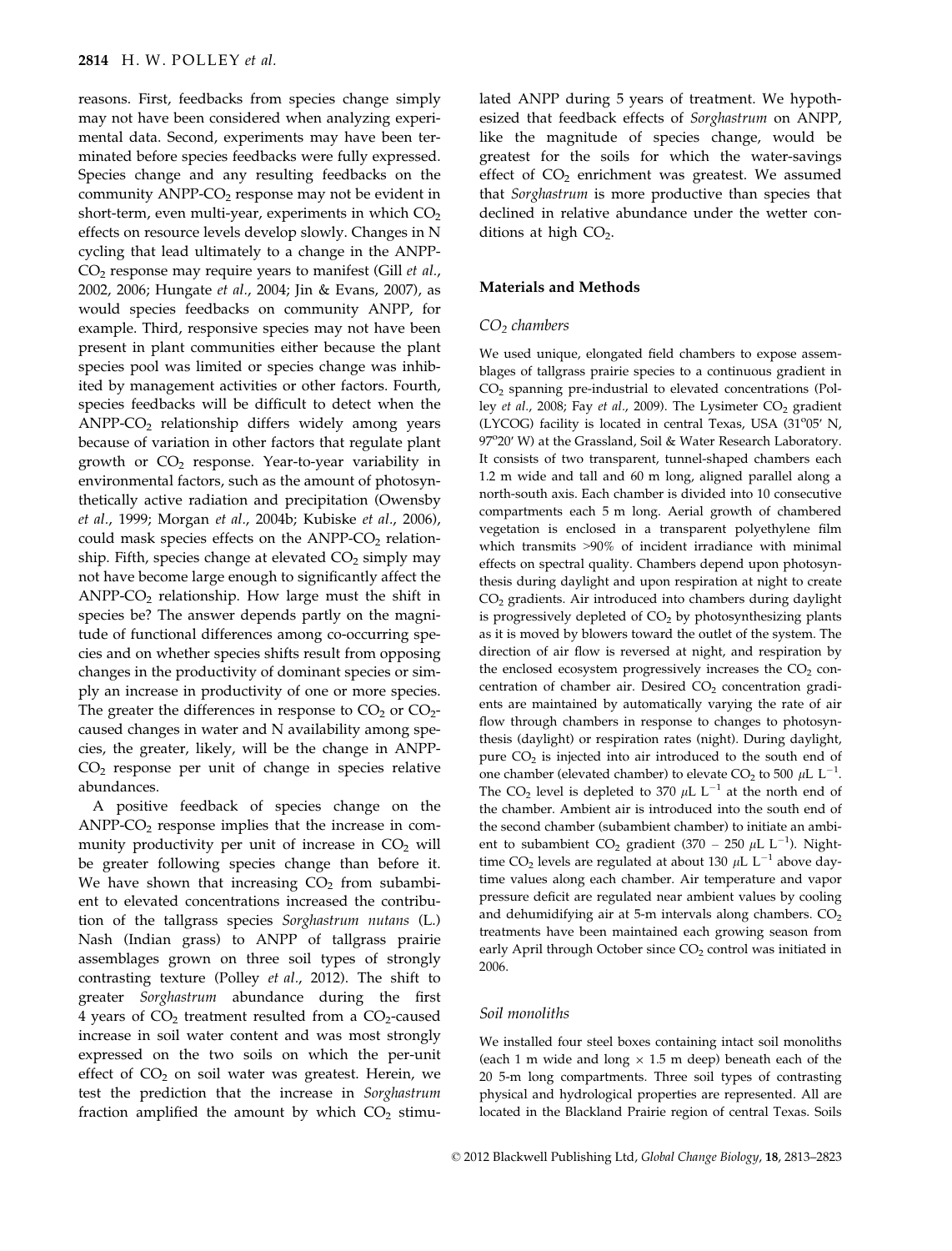reasons. First, feedbacks from species change simply may not have been considered when analyzing experimental data. Second, experiments may have been terminated before species feedbacks were fully expressed. Species change and any resulting feedbacks on the community ANPP-$CO_2$ response may not be evident in short-term, even multi-year, experiments in which $CO_2$ effects on resource levels develop slowly. Changes in N cycling that lead ultimately to a change in the ANPP-$CO_2$ response may require years to manifest (Gill *et al.*, 2002, 2006; Hungate *et al.*, 2004; Jin & Evans, 2007), as would species feedbacks on community ANPP, for example. Third, responsive species may not have been present in plant communities either because the plant species pool was limited or species change was inhibited by management activities or other factors. Fourth, species feedbacks will be difficult to detect when the ANPP-$CO_2$ relationship differs widely among years because of variation in other factors that regulate plant growth or $CO_2$ response. Year-to-year variability in environmental factors, such as the amount of photosynthetically active radiation and precipitation (Owensby *et al.*, 1999; Morgan *et al.*, 2004b; Kubiske *et al.*, 2006), could mask species effects on the ANPP-$CO_2$ relationship. Fifth, species change at elevated $CO_2$ simply may not have become large enough to significantly affect the ANPP-$CO_2$ relationship. How large must the shift in species be? The answer depends partly on the magnitude of functional differences among co-occurring species and on whether species shifts result from opposing changes in the productivity of dominant species or simply an increase in productivity of one or more species. The greater the differences in response to $CO_2$ or $CO_2$-caused changes in water and N availability among species, the greater, likely, will be the change in ANPP-$CO_2$ response per unit of change in species relative abundances.

A positive feedback of species change on the ANPP-$CO_2$ response implies that the increase in community productivity per unit of increase in $CO_2$ will be greater following species change than before it. We have shown that increasing $CO_2$ from subambient to elevated concentrations increased the contribution of the tallgrass species *Sorghastrum nutans* (L.) Nash (Indian grass) to ANPP of tallgrass prairie assemblages grown on three soil types of strongly contrasting texture (Polley *et al.*, 2012). The shift to greater *Sorghastrum* abundance during the first 4 years of $CO_2$ treatment resulted from a $CO_2$-caused increase in soil water content and was most strongly expressed on the two soils on which the per-unit effect of $CO_2$ on soil water was greatest. Herein, we test the prediction that the increase in *Sorghastrum* fraction amplified the amount by which $CO_2$ stimulated ANPP during 5 years of treatment. We hypothesized that feedback effects of *Sorghastrum* on ANPP, like the magnitude of species change, would be greatest for the soils for which the water-savings effect of $CO_2$ enrichment was greatest. We assumed that *Sorghastrum* is more productive than species that declined in relative abundance under the wetter conditions at high $CO_2$.

## Materials and Methods

### $CO_2$ chambers

We used unique, elongated field chambers to expose assemblages of tallgrass prairie species to a continuous gradient in $CO_2$ spanning pre-industrial to elevated concentrations (Polley *et al.*, 2008; Fay *et al.*, 2009). The Lysimeter $CO_2$ gradient (LYCOG) facility is located in central Texas, USA (31°05′ N, 97°20′ W) at the Grassland, Soil & Water Research Laboratory. It consists of two transparent, tunnel-shaped chambers each 1.2 m wide and tall and 60 m long, aligned parallel along a north-south axis. Each chamber is divided into 10 consecutive compartments each 5 m long. Aerial growth of chambered vegetation is enclosed in a transparent polyethylene film which transmits >90% of incident irradiance with minimal effects on spectral quality. Chambers depend upon photosynthesis during daylight and upon respiration at night to create $CO_2$ gradients. Air introduced into chambers during daylight is progressively depleted of $CO_2$ by photosynthesizing plants as it is moved by blowers toward the outlet of the system. The direction of air flow is reversed at night, and respiration by the enclosed ecosystem progressively increases the $CO_2$ concentration of chamber air. Desired $CO_2$ concentration gradients are maintained by automatically varying the rate of air flow through chambers in response to changes to photosynthesis (daylight) or respiration rates (night). During daylight, pure $CO_2$ is injected into air introduced to the south end of one chamber (elevated chamber) to elevate $CO_2$ to 500 $\mu L\ L^{-1}$. The $CO_2$ level is depleted to 370 $\mu L\ L^{-1}$ at the north end of the chamber. Ambient air is introduced into the south end of the second chamber (subambient chamber) to initiate an ambient to subambient $CO_2$ gradient (370 – 250 $\mu L\ L^{-1}$). Nighttime $CO_2$ levels are regulated at about 130 $\mu L\ L^{-1}$ above daytime values along each chamber. Air temperature and vapor pressure deficit are regulated near ambient values by cooling and dehumidifying air at 5-m intervals along chambers. $CO_2$ treatments have been maintained each growing season from early April through October since $CO_2$ control was initiated in 2006.

### Soil monoliths

We installed four steel boxes containing intact soil monoliths (each 1 m wide and long × 1.5 m deep) beneath each of the 20 5-m long compartments. Three soil types of contrasting physical and hydrological properties are represented. All are located in the Blackland Prairie region of central Texas. Soils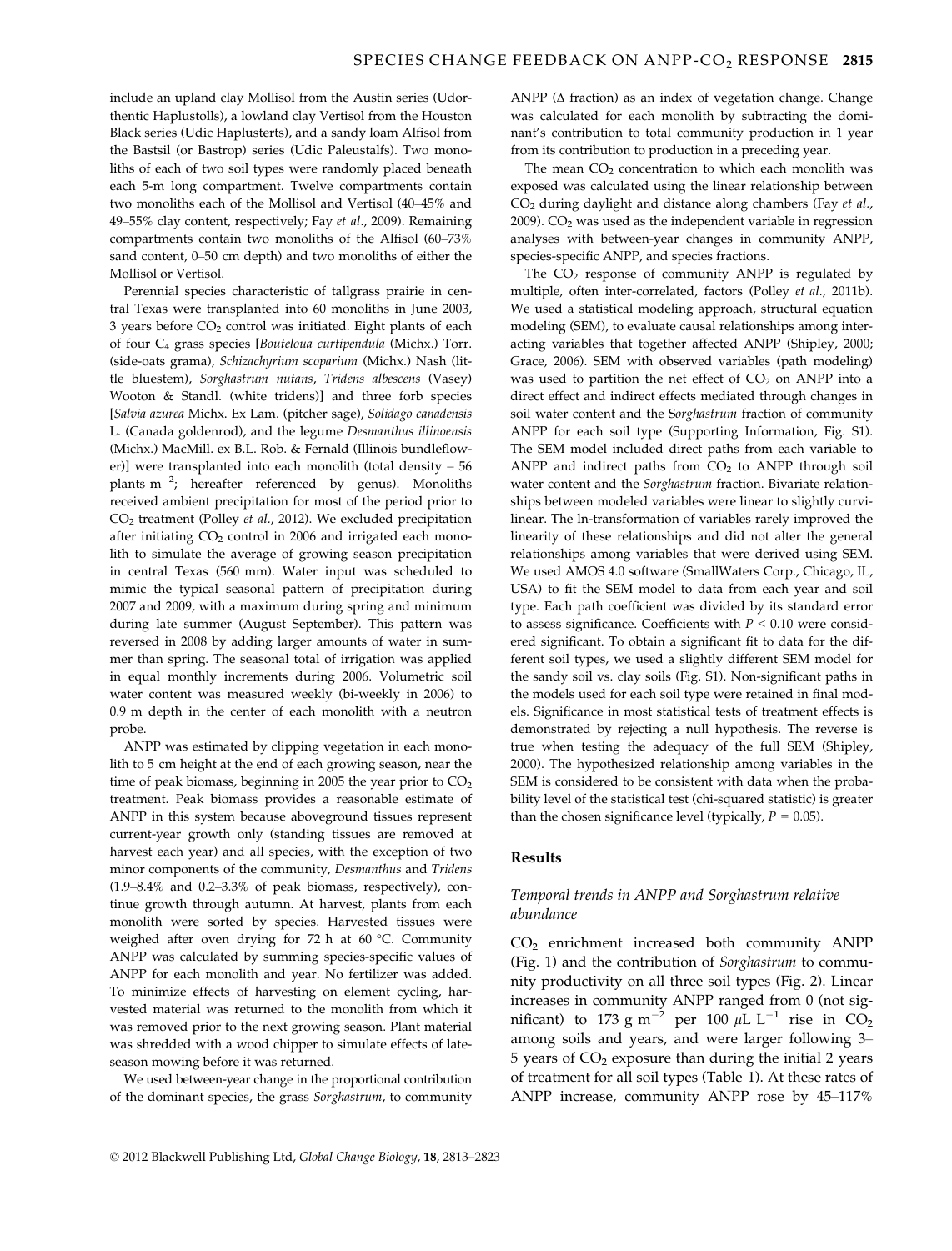include an upland clay Mollisol from the Austin series (Udorthentic Haplustolls), a lowland clay Vertisol from the Houston Black series (Udic Haplusterts), and a sandy loam Alfisol from the Bastsil (or Bastrop) series (Udic Paleustalfs). Two monoliths of each of two soil types were randomly placed beneath each 5-m long compartment. Twelve compartments contain two monoliths each of the Mollisol and Vertisol (40–45% and 49–55% clay content, respectively; Fay *et al*., 2009). Remaining compartments contain two monoliths of the Alfisol (60–73% sand content, 0–50 cm depth) and two monoliths of either the Mollisol or Vertisol.

Perennial species characteristic of tallgrass prairie in central Texas were transplanted into 60 monoliths in June 2003, 3 years before $CO_2$ control was initiated. Eight plants of each of four $C_4$ grass species [*Bouteloua curtipendula* (Michx.) Torr. (side-oats grama), *Schizachyrium scoparium* (Michx.) Nash (little bluestem), *Sorghastrum nutans*, *Tridens albescens* (Vasey) Wooton & Standl. (white tridens)] and three forb species [*Salvia azurea* Michx. Ex Lam. (pitcher sage), *Solidago canadensis* L. (Canada goldenrod), and the legume *Desmanthus illinoensis* (Michx.) MacMill. ex B.L. Rob. & Fernald (Illinois bundleflower)] were transplanted into each monolith (total density = 56 plants $m^{-2}$; hereafter referenced by genus). Monoliths received ambient precipitation for most of the period prior to $CO_2$ treatment (Polley *et al*., 2012). We excluded precipitation after initiating $CO_2$ control in 2006 and irrigated each monolith to simulate the average of growing season precipitation in central Texas (560 mm). Water input was scheduled to mimic the typical seasonal pattern of precipitation during 2007 and 2009, with a maximum during spring and minimum during late summer (August–September). This pattern was reversed in 2008 by adding larger amounts of water in summer than spring. The seasonal total of irrigation was applied in equal monthly increments during 2006. Volumetric soil water content was measured weekly (bi-weekly in 2006) to 0.9 m depth in the center of each monolith with a neutron probe.

ANPP was estimated by clipping vegetation in each monolith to 5 cm height at the end of each growing season, near the time of peak biomass, beginning in 2005 the year prior to $CO_2$ treatment. Peak biomass provides a reasonable estimate of ANPP in this system because aboveground tissues represent current-year growth only (standing tissues are removed at harvest each year) and all species, with the exception of two minor components of the community, *Desmanthus* and *Tridens* (1.9–8.4% and 0.2–3.3% of peak biomass, respectively), continue growth through autumn. At harvest, plants from each monolith were sorted by species. Harvested tissues were weighed after oven drying for 72 h at 60 °C. Community ANPP was calculated by summing species-specific values of ANPP for each monolith and year. No fertilizer was added. To minimize effects of harvesting on element cycling, harvested material was returned to the monolith from which it was removed prior to the next growing season. Plant material was shredded with a wood chipper to simulate effects of late-season mowing before it was returned.

We used between-year change in the proportional contribution of the dominant species, the grass *Sorghastrum*, to community ANPP (Δ fraction) as an index of vegetation change. Change was calculated for each monolith by subtracting the dominant's contribution to total community production in 1 year from its contribution to production in a preceding year.

The mean $CO_2$ concentration to which each monolith was exposed was calculated using the linear relationship between $CO_2$ during daylight and distance along chambers (Fay *et al*., 2009). $CO_2$ was used as the independent variable in regression analyses with between-year changes in community ANPP, species-specific ANPP, and species fractions.

The $CO_2$ response of community ANPP is regulated by multiple, often inter-correlated, factors (Polley *et al*., 2011b). We used a statistical modeling approach, structural equation modeling (SEM), to evaluate causal relationships among interacting variables that together affected ANPP (Shipley, 2000; Grace, 2006). SEM with observed variables (path modeling) was used to partition the net effect of $CO_2$ on ANPP into a direct effect and indirect effects mediated through changes in soil water content and the S*orghastrum* fraction of community ANPP for each soil type (Supporting Information, Fig. S1). The SEM model included direct paths from each variable to ANPP and indirect paths from $CO_2$ to ANPP through soil water content and the *Sorghastrum* fraction. Bivariate relationships between modeled variables were linear to slightly curvilinear. The ln-transformation of variables rarely improved the linearity of these relationships and did not alter the general relationships among variables that were derived using SEM. We used AMOS 4.0 software (SmallWaters Corp., Chicago, IL, USA) to fit the SEM model to data from each year and soil type. Each path coefficient was divided by its standard error to assess significance. Coefficients with $P < 0.10$ were considered significant. To obtain a significant fit to data for the different soil types, we used a slightly different SEM model for the sandy soil vs. clay soils (Fig. S1). Non-significant paths in the models used for each soil type were retained in final models. Significance in most statistical tests of treatment effects is demonstrated by rejecting a null hypothesis. The reverse is true when testing the adequacy of the full SEM (Shipley, 2000). The hypothesized relationship among variables in the SEM is considered to be consistent with data when the probability level of the statistical test (chi-squared statistic) is greater than the chosen significance level (typically, $P = 0.05$).

## Results

### Temporal trends in ANPP and Sorghastrum relative abundance

$CO_2$ enrichment increased both community ANPP (Fig. 1) and the contribution of *Sorghastrum* to community productivity on all three soil types (Fig. 2). Linear increases in community ANPP ranged from 0 (not significant) to 173 g $m^{-2}$ per 100 $\mu L\ L^{-1}$ rise in $CO_2$ among soils and years, and were larger following 3–5 years of $CO_2$ exposure than during the initial 2 years of treatment for all soil types (Table 1). At these rates of ANPP increase, community ANPP rose by 45–117%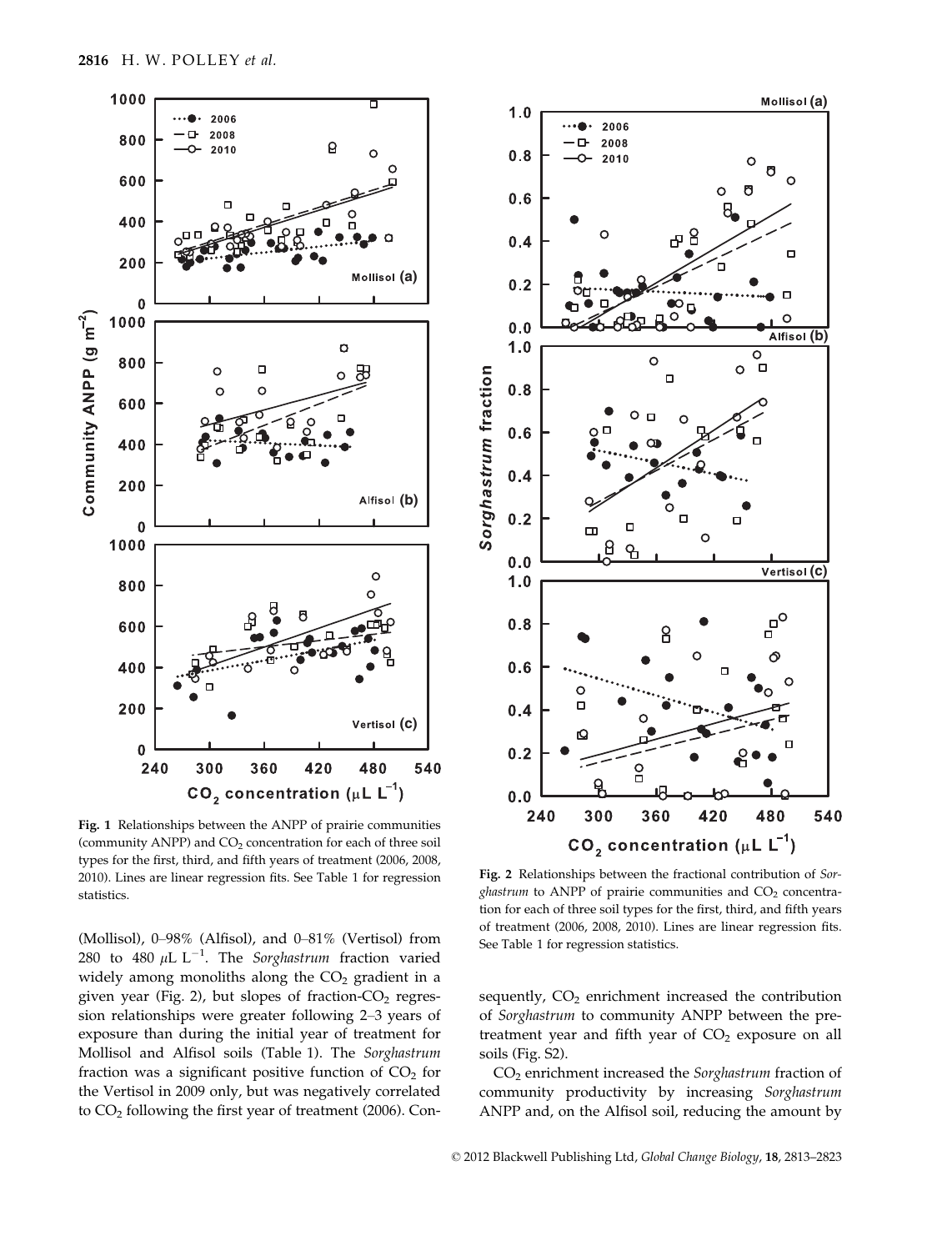Fig. 1 Relationships between the ANPP of prairie communities (community ANPP) and $CO_2$ concentration for each of three soil types for the first, third, and fifth years of treatment (2006, 2008, 2010). Lines are linear regression fits. See Table 1 for regression statistics.

Fig. 2 Relationships between the fractional contribution of *Sorghastrum* to ANPP of prairie communities and $CO_2$ concentration for each of three soil types for the first, third, and fifth years of treatment (2006, 2008, 2010). Lines are linear regression fits. See Table 1 for regression statistics.

(Mollisol), 0–98% (Alfisol), and 0–81% (Vertisol) from 280 to 480 $\mu L\ L^{-1}$. The *Sorghastrum* fraction varied widely among monoliths along the $CO_2$ gradient in a given year (Fig. 2), but slopes of fraction-$CO_2$ regression relationships were greater following 2–3 years of exposure than during the initial year of treatment for Mollisol and Alfisol soils (Table 1). The *Sorghastrum* fraction was a significant positive function of $CO_2$ for the Vertisol in 2009 only, but was negatively correlated to $CO_2$ following the first year of treatment (2006). Consequently, $CO_2$ enrichment increased the contribution of *Sorghastrum* to community ANPP between the pretreatment year and fifth year of $CO_2$ exposure on all soils (Fig. S2).

$CO_2$ enrichment increased the *Sorghastrum* fraction of community productivity by increasing *Sorghastrum* ANPP and, on the Alfisol soil, reducing the amount by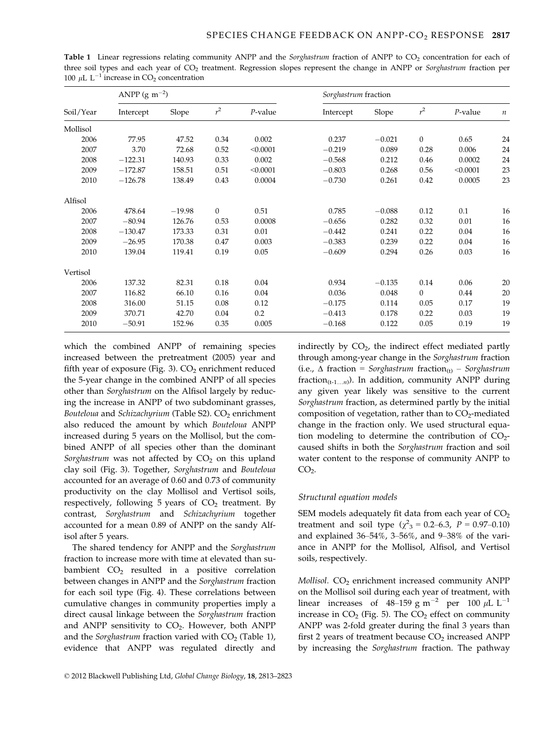**Table 1** Linear regressions relating community ANPP and the *Sorghastrum* fraction of ANPP to $CO_2$ concentration for each of three soil types and each year of $CO_2$ treatment. Regression slopes represent the change in ANPP or *Sorghastrum* fraction per 100 $\mu L\ L^{-1}$ increase in $CO_2$ concentration

| Soil/Year | ANPP (g $m^{-2}$) | | | | *Sorghastrum* fraction | | | | |
|---|---|---|---|---|---|---|---|---|---|
| | Intercept | Slope | $r^2$ | *P*-value | Intercept | Slope | $r^2$ | *P*-value | *n* |
| Mollisol | | | | | | | | | |
| 2006 | 77.95 | 47.52 | 0.34 | 0.002 | 0.237 | −0.021 | 0 | 0.65 | 24 |
| 2007 | 3.70 | 72.68 | 0.52 | <0.0001 | −0.219 | 0.089 | 0.28 | 0.006 | 24 |
| 2008 | −122.31 | 140.93 | 0.33 | 0.002 | −0.568 | 0.212 | 0.46 | 0.0002 | 24 |
| 2009 | −172.87 | 158.51 | 0.51 | <0.0001 | −0.803 | 0.268 | 0.56 | <0.0001 | 23 |
| 2010 | −126.78 | 138.49 | 0.43 | 0.0004 | −0.730 | 0.261 | 0.42 | 0.0005 | 23 |
| Alfisol | | | | | | | | | |
| 2006 | 478.64 | −19.98 | 0 | 0.51 | 0.785 | −0.088 | 0.12 | 0.1 | 16 |
| 2007 | −80.94 | 126.76 | 0.53 | 0.0008 | −0.656 | 0.282 | 0.32 | 0.01 | 16 |
| 2008 | −130.47 | 173.33 | 0.31 | 0.01 | −0.442 | 0.241 | 0.22 | 0.04 | 16 |
| 2009 | −26.95 | 170.38 | 0.47 | 0.003 | −0.383 | 0.239 | 0.22 | 0.04 | 16 |
| 2010 | 139.04 | 119.41 | 0.19 | 0.05 | −0.609 | 0.294 | 0.26 | 0.03 | 16 |
| Vertisol | | | | | | | | | |
| 2006 | 137.32 | 82.31 | 0.18 | 0.04 | 0.934 | −0.135 | 0.14 | 0.06 | 20 |
| 2007 | 116.82 | 66.10 | 0.16 | 0.04 | 0.036 | 0.048 | 0 | 0.44 | 20 |
| 2008 | 316.00 | 51.15 | 0.08 | 0.12 | −0.175 | 0.114 | 0.05 | 0.17 | 19 |
| 2009 | 370.71 | 42.70 | 0.04 | 0.2 | −0.413 | 0.178 | 0.22 | 0.03 | 19 |
| 2010 | −50.91 | 152.96 | 0.35 | 0.005 | −0.168 | 0.122 | 0.05 | 0.19 | 19 |

which the combined ANPP of remaining species increased between the pretreatment (2005) year and fifth year of exposure (Fig. 3). $CO_2$ enrichment reduced the 5-year change in the combined ANPP of all species other than *Sorghastrum* on the Alfisol largely by reducing the increase in ANPP of two subdominant grasses, *Bouteloua* and *Schizachyrium* (Table S2). $CO_2$ enrichment also reduced the amount by which *Bouteloua* ANPP increased during 5 years on the Mollisol, but the combined ANPP of all species other than the dominant *Sorghastrum* was not affected by $CO_2$ on this upland clay soil (Fig. 3). Together, *Sorghastrum* and *Bouteloua* accounted for an average of 0.60 and 0.73 of community productivity on the clay Mollisol and Vertisol soils, respectively, following 5 years of $CO_2$ treatment. By contrast, *Sorghastrum* and *Schizachyrium* together accounted for a mean 0.89 of ANPP on the sandy Alfisol after 5 years.

The shared tendency for ANPP and the *Sorghastrum* fraction to increase more with time at elevated than subambient $CO_2$ resulted in a positive correlation between changes in ANPP and the *Sorghastrum* fraction for each soil type (Fig. 4). These correlations between cumulative changes in community properties imply a direct causal linkage between the *Sorghastrum* fraction and ANPP sensitivity to $CO_2$. However, both ANPP and the *Sorghastrum* fraction varied with $CO_2$ (Table 1), evidence that ANPP was regulated directly and indirectly by $CO_2$, the indirect effect mediated partly through among-year change in the *Sorghastrum* fraction (i.e., Δ fraction = *Sorghastrum* fraction$_{(t)}$ − *Sorghastrum* fraction$_{(t-1\ldots n)}$). In addition, community ANPP during any given year likely was sensitive to the current *Sorghastrum* fraction, as determined partly by the initial composition of vegetation, rather than to $CO_2$-mediated change in the fraction only. We used structural equation modeling to determine the contribution of $CO_2$-caused shifts in both the *Sorghastrum* fraction and soil water content to the response of community ANPP to $CO_2$.

### Structural equation models

SEM models adequately fit data from each year of $CO_2$ treatment and soil type ($\chi^2_3$ = 0.2–6.3, $P$ = 0.97–0.10) and explained 36–54%, 3–56%, and 9–38% of the variance in ANPP for the Mollisol, Alfisol, and Vertisol soils, respectively.

*Mollisol.* $CO_2$ enrichment increased community ANPP on the Mollisol soil during each year of treatment, with linear increases of 48–159 g $m^{-2}$ per 100 $\mu L\ L^{-1}$ increase in $CO_2$ (Fig. 5). The $CO_2$ effect on community ANPP was 2-fold greater during the final 3 years than first 2 years of treatment because $CO_2$ increased ANPP by increasing the *Sorghastrum* fraction. The pathway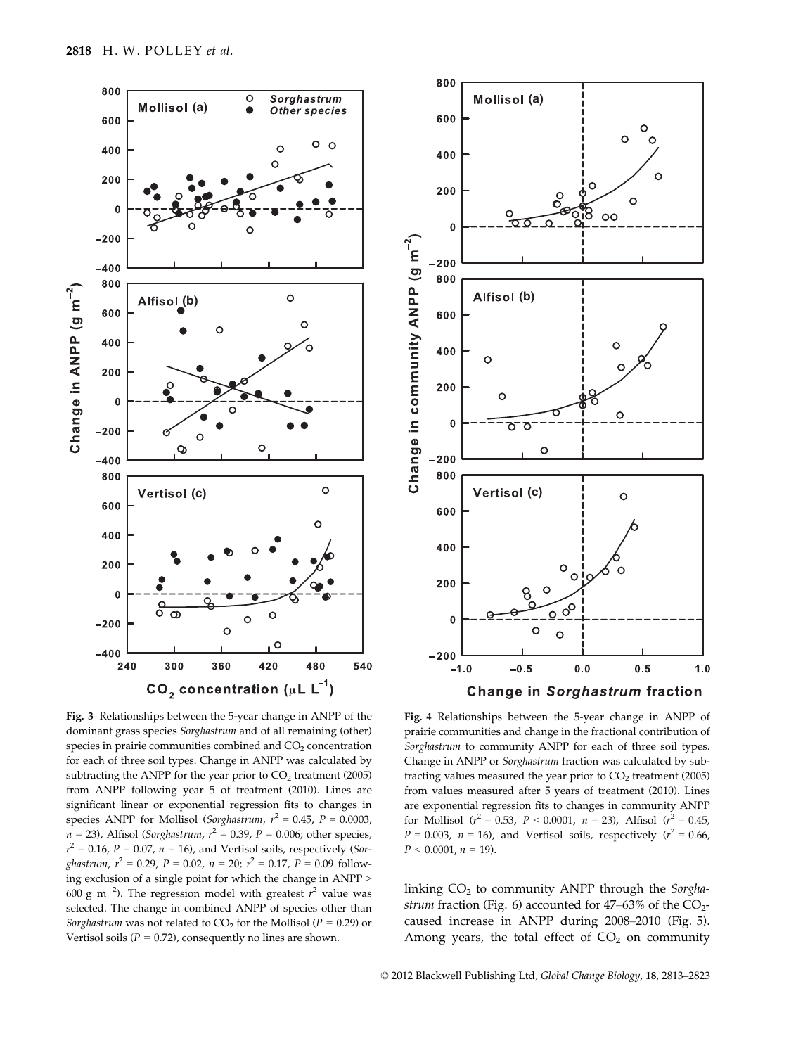**Fig. 3** Relationships between the 5-year change in ANPP of the dominant grass species *Sorghastrum* and of all remaining (other) species in prairie communities combined and $CO_2$ concentration for each of three soil types. Change in ANPP was calculated by subtracting the ANPP for the year prior to $CO_2$ treatment (2005) from ANPP following year 5 of treatment (2010). Lines are significant linear or exponential regression fits to changes in species ANPP for Mollisol (*Sorghastrum*, $r^2 = 0.45$, $P = 0.0003$, $n = 23$), Alfisol (*Sorghastrum*, $r^2 = 0.39$, $P = 0.006$; other species, $r^2 = 0.16$, $P = 0.07$, $n = 16$), and Vertisol soils, respectively (*Sorghastrum*, $r^2 = 0.29$, $P = 0.02$, $n = 20$; $r^2 = 0.17$, $P = 0.09$ following exclusion of a single point for which the change in ANPP > 600 g $m^{-2}$). The regression model with greatest $r^2$ value was selected. The change in combined ANPP of species other than *Sorghastrum* was not related to $CO_2$ for the Mollisol ($P = 0.29$) or Vertisol soils ($P = 0.72$), consequently no lines are shown.

**Fig. 4** Relationships between the 5-year change in ANPP of prairie communities and change in the fractional contribution of *Sorghastrum* to community ANPP for each of three soil types. Change in ANPP or *Sorghastrum* fraction was calculated by subtracting values measured the year prior to $CO_2$ treatment (2005) from values measured after 5 years of treatment (2010). Lines are exponential regression fits to changes in community ANPP for Mollisol ($r^2 = 0.53$, $P < 0.0001$, $n = 23$), Alfisol ($r^2 = 0.45$, $P = 0.003$, $n = 16$), and Vertisol soils, respectively ($r^2 = 0.66$, $P < 0.0001$, $n = 19$).

linking $CO_2$ to community ANPP through the *Sorghastrum* fraction (Fig. 6) accounted for 47–63% of the $CO_2$-caused increase in ANPP during 2008–2010 (Fig. 5). Among years, the total effect of $CO_2$ on community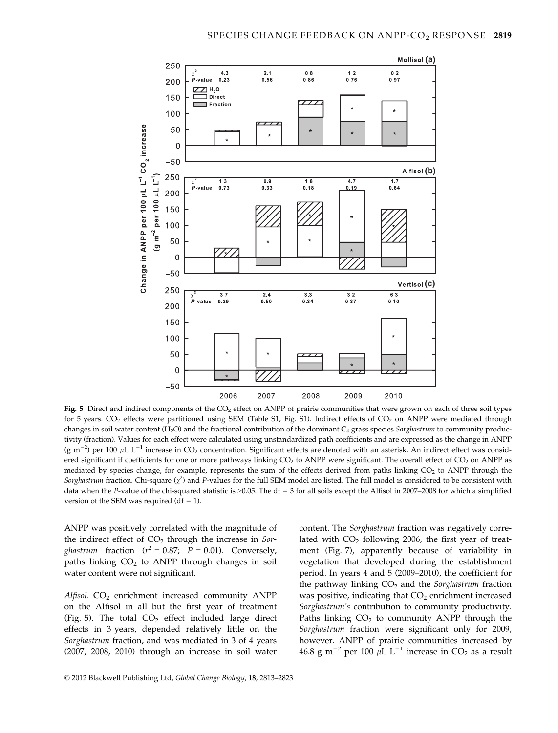Fig. 5 Direct and indirect components of the $CO_2$ effect on ANPP of prairie communities that were grown on each of three soil types for 5 years. $CO_2$ effects were partitioned using SEM (Table S1, Fig. S1). Indirect effects of $CO_2$ on ANPP were mediated through changes in soil water content ($H_2O$) and the fractional contribution of the dominant $C_4$ grass species *Sorghastrum* to community productivity (fraction). Values for each effect were calculated using unstandardized path coefficients and are expressed as the change in ANPP (g $m^{-2}$) per 100 $\mu$L $L^{-1}$ increase in $CO_2$ concentration. Significant effects are denoted with an asterisk. An indirect effect was considered significant if coefficients for one or more pathways linking $CO_2$ to ANPP were significant. The overall effect of $CO_2$ on ANPP as mediated by species change, for example, represents the sum of the effects derived from paths linking $CO_2$ to ANPP through the *Sorghastrum* fraction. Chi-square ($\chi^2$) and *P*-values for the full SEM model are listed. The full model is considered to be consistent with data when the *P*-value of the chi-squared statistic is >0.05. The df = 3 for all soils except the Alfisol in 2007–2008 for which a simplified version of the SEM was required (df = 1).

ANPP was positively correlated with the magnitude of the indirect effect of $CO_2$ through the increase in *Sorghastrum* fraction ($r^2 = 0.87$; $P = 0.01$). Conversely, paths linking $CO_2$ to ANPP through changes in soil water content were not significant.

*Alfisol.* $CO_2$ enrichment increased community ANPP on the Alfisol in all but the first year of treatment (Fig. 5). The total $CO_2$ effect included large direct effects in 3 years, depended relatively little on the *Sorghastrum* fraction, and was mediated in 3 of 4 years (2007, 2008, 2010) through an increase in soil water content. The *Sorghastrum* fraction was negatively correlated with $CO_2$ following 2006, the first year of treatment (Fig. 7), apparently because of variability in vegetation that developed during the establishment period. In years 4 and 5 (2009–2010), the coefficient for the pathway linking $CO_2$ and the *Sorghastrum* fraction was positive, indicating that $CO_2$ enrichment increased *Sorghastrum's* contribution to community productivity. Paths linking $CO_2$ to community ANPP through the *Sorghastrum* fraction were significant only for 2009, however. ANPP of prairie communities increased by 46.8 g $m^{-2}$ per 100 $\mu$L $L^{-1}$ increase in $CO_2$ as a result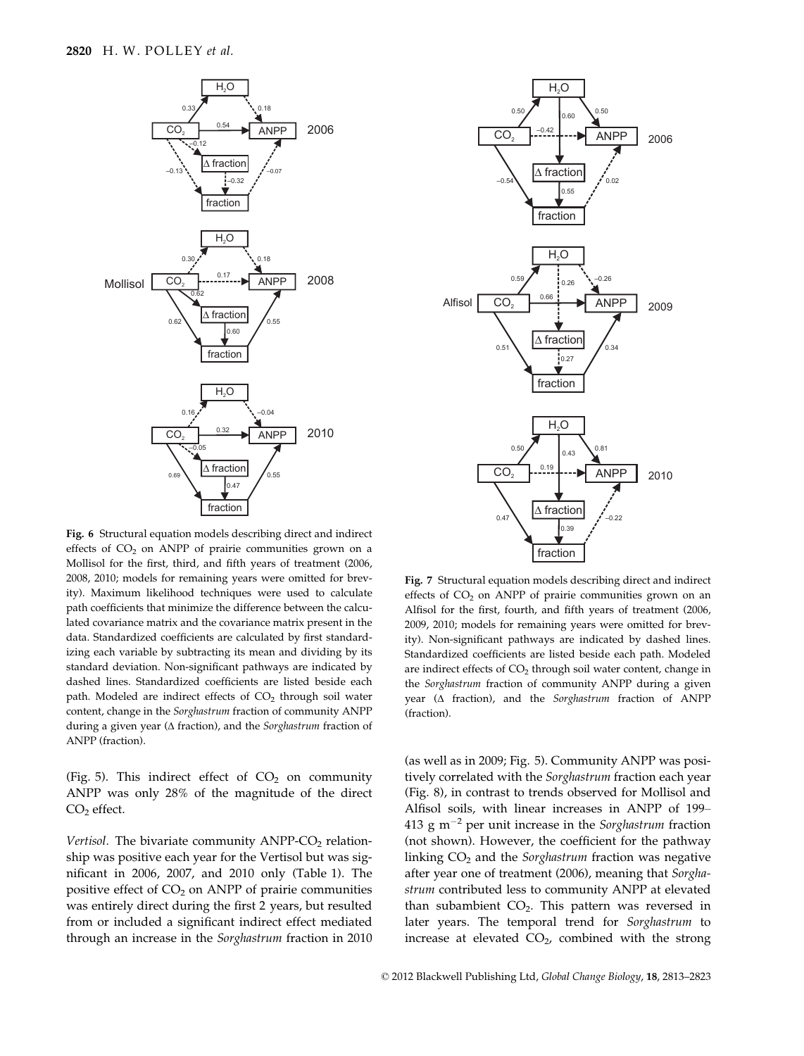**Fig. 6** Structural equation models describing direct and indirect effects of $CO_2$ on ANPP of prairie communities grown on a Mollisol for the first, third, and fifth years of treatment (2006, 2008, 2010; models for remaining years were omitted for brevity). Maximum likelihood techniques were used to calculate path coefficients that minimize the difference between the calculated covariance matrix and the covariance matrix present in the data. Standardized coefficients are calculated by first standardizing each variable by subtracting its mean and dividing by its standard deviation. Non-significant pathways are indicated by dashed lines. Standardized coefficients are listed beside each path. Modeled are indirect effects of $CO_2$ through soil water content, change in the *Sorghastrum* fraction of community ANPP during a given year (Δ fraction), and the *Sorghastrum* fraction of ANPP (fraction).

**Fig. 7** Structural equation models describing direct and indirect effects of $CO_2$ on ANPP of prairie communities grown on an Alfisol for the first, fourth, and fifth years of treatment (2006, 2009, 2010; models for remaining years were omitted for brevity). Non-significant pathways are indicated by dashed lines. Standardized coefficients are listed beside each path. Modeled are indirect effects of $CO_2$ through soil water content, change in the *Sorghastrum* fraction of community ANPP during a given year (Δ fraction), and the *Sorghastrum* fraction of ANPP (fraction).

(Fig. 5). This indirect effect of $CO_2$ on community ANPP was only 28% of the magnitude of the direct $CO_2$ effect.

*Vertisol*. The bivariate community ANPP-$CO_2$ relationship was positive each year for the Vertisol but was significant in 2006, 2007, and 2010 only (Table 1). The positive effect of $CO_2$ on ANPP of prairie communities was entirely direct during the first 2 years, but resulted from or included a significant indirect effect mediated through an increase in the *Sorghastrum* fraction in 2010 (as well as in 2009; Fig. 5). Community ANPP was positively correlated with the *Sorghastrum* fraction each year (Fig. 8), in contrast to trends observed for Mollisol and Alfisol soils, with linear increases in ANPP of 199–413 g $m^{-2}$ per unit increase in the *Sorghastrum* fraction (not shown). However, the coefficient for the pathway linking $CO_2$ and the *Sorghastrum* fraction was negative after year one of treatment (2006), meaning that *Sorghastrum* contributed less to community ANPP at elevated than subambient $CO_2$. This pattern was reversed in later years. The temporal trend for *Sorghastrum* to increase at elevated $CO_2$, combined with the strong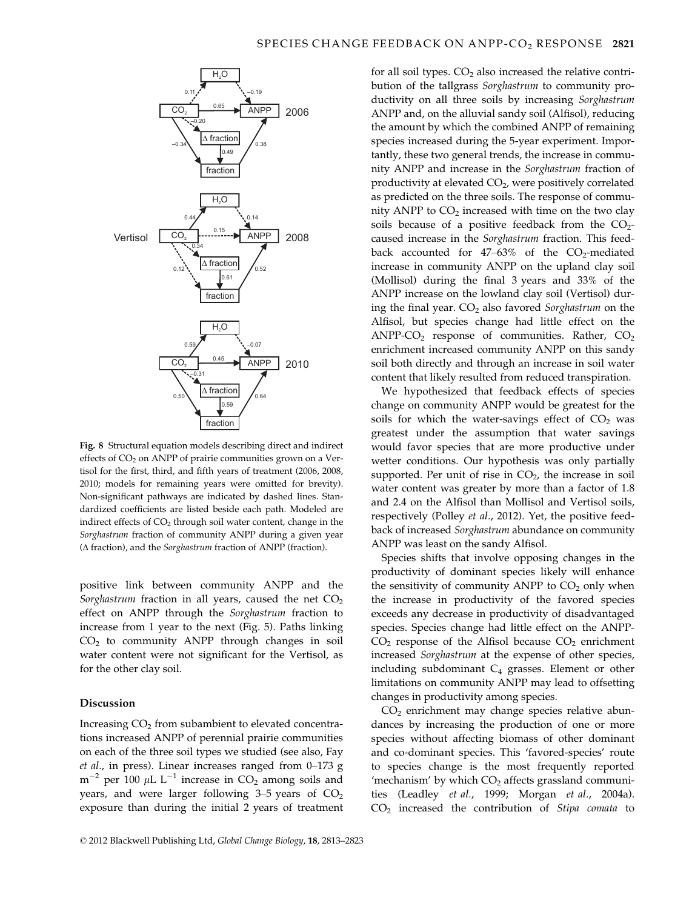Fig. 8 Structural equation models describing direct and indirect effects of $CO_2$ on ANPP of prairie communities grown on a Vertisol for the first, third, and fifth years of treatment (2006, 2008, 2010; models for remaining years were omitted for brevity). Non-significant pathways are indicated by dashed lines. Standardized coefficients are listed beside each path. Modeled are indirect effects of $CO_2$ through soil water content, change in the *Sorghastrum* fraction of community ANPP during a given year (Δ fraction), and the *Sorghastrum* fraction of ANPP (fraction).

positive link between community ANPP and the *Sorghastrum* fraction in all years, caused the net $CO_2$ effect on ANPP through the *Sorghastrum* fraction to increase from 1 year to the next (Fig. 5). Paths linking $CO_2$ to community ANPP through changes in soil water content were not significant for the Vertisol, as for the other clay soil.

## Discussion

Increasing $CO_2$ from subambient to elevated concentrations increased ANPP of perennial prairie communities on each of the three soil types we studied (see also, Fay *et al.*, in press). Linear increases ranged from 0–173 g $m^{-2}$ per 100 $\mu L\ L^{-1}$ increase in $CO_2$ among soils and years, and were larger following 3–5 years of $CO_2$ exposure than during the initial 2 years of treatment for all soil types. $CO_2$ also increased the relative contribution of the tallgrass *Sorghastrum* to community productivity on all three soils by increasing *Sorghastrum* ANPP and, on the alluvial sandy soil (Alfisol), reducing the amount by which the combined ANPP of remaining species increased during the 5-year experiment. Importantly, these two general trends, the increase in community ANPP and increase in the *Sorghastrum* fraction of productivity at elevated $CO_2$, were positively correlated as predicted on the three soils. The response of community ANPP to $CO_2$ increased with time on the two clay soils because of a positive feedback from the $CO_2$-caused increase in the *Sorghastrum* fraction. This feedback accounted for 47–63% of the $CO_2$-mediated increase in community ANPP on the upland clay soil (Mollisol) during the final 3 years and 33% of the ANPP increase on the lowland clay soil (Vertisol) during the final year. $CO_2$ also favored *Sorghastrum* on the Alfisol, but species change had little effect on the ANPP-$CO_2$ response of communities. Rather, $CO_2$ enrichment increased community ANPP on this sandy soil both directly and through an increase in soil water content that likely resulted from reduced transpiration.

We hypothesized that feedback effects of species change on community ANPP would be greatest for the soils for which the water-savings effect of $CO_2$ was greatest under the assumption that water savings would favor species that are more productive under wetter conditions. Our hypothesis was only partially supported. Per unit of rise in $CO_2$, the increase in soil water content was greater by more than a factor of 1.8 and 2.4 on the Alfisol than Mollisol and Vertisol soils, respectively (Polley *et al.*, 2012). Yet, the positive feedback of increased *Sorghastrum* abundance on community ANPP was least on the sandy Alfisol.

Species shifts that involve opposing changes in the productivity of dominant species likely will enhance the sensitivity of community ANPP to $CO_2$ only when the increase in productivity of the favored species exceeds any decrease in productivity of disadvantaged species. Species change had little effect on the ANPP-$CO_2$ response of the Alfisol because $CO_2$ enrichment increased *Sorghastrum* at the expense of other species, including subdominant $C_4$ grasses. Element or other limitations on community ANPP may lead to offsetting changes in productivity among species.

$CO_2$ enrichment may change species relative abundances by increasing the production of one or more species without affecting biomass of other dominant and co-dominant species. This 'favored-species' route to species change is the most frequently reported 'mechanism' by which $CO_2$ affects grassland communities (Leadley *et al.*, 1999; Morgan *et al.*, 2004a). $CO_2$ increased the contribution of *Stipa comata* to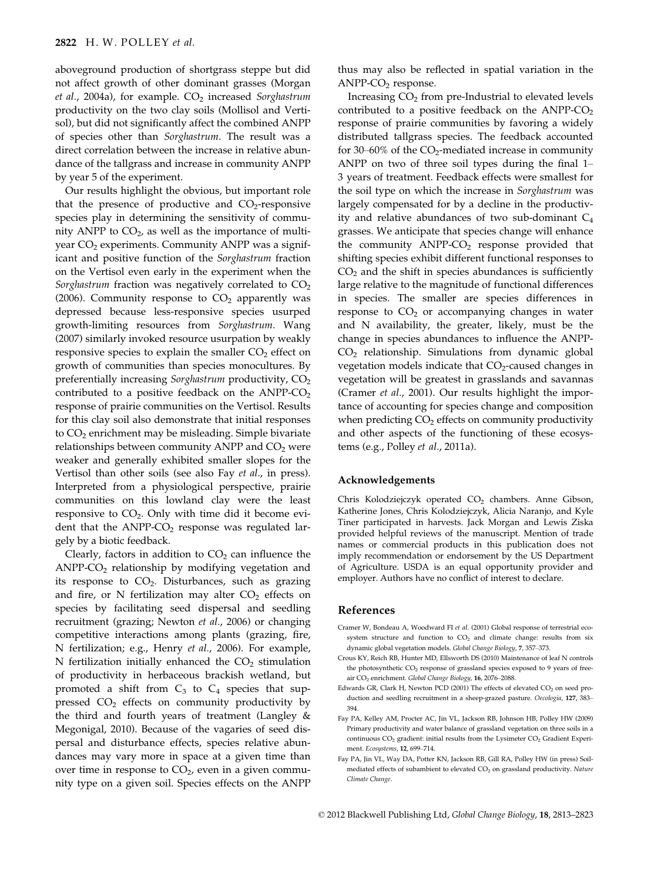aboveground production of shortgrass steppe but did not affect growth of other dominant grasses (Morgan *et al.*, 2004a), for example. $CO_2$ increased *Sorghastrum* productivity on the two clay soils (Mollisol and Vertisol), but did not significantly affect the combined ANPP of species other than *Sorghastrum*. The result was a direct correlation between the increase in relative abundance of the tallgrass and increase in community ANPP by year 5 of the experiment.

Our results highlight the obvious, but important role that the presence of productive and $CO_2$-responsive species play in determining the sensitivity of community ANPP to $CO_2$, as well as the importance of multi-year $CO_2$ experiments. Community ANPP was a significant and positive function of the *Sorghastrum* fraction on the Vertisol even early in the experiment when the *Sorghastrum* fraction was negatively correlated to $CO_2$ (2006). Community response to $CO_2$ apparently was depressed because less-responsive species usurped growth-limiting resources from *Sorghastrum*. Wang (2007) similarly invoked resource usurpation by weakly responsive species to explain the smaller $CO_2$ effect on growth of communities than species monocultures. By preferentially increasing *Sorghastrum* productivity, $CO_2$ contributed to a positive feedback on the ANPP-$CO_2$ response of prairie communities on the Vertisol. Results for this clay soil also demonstrate that initial responses to $CO_2$ enrichment may be misleading. Simple bivariate relationships between community ANPP and $CO_2$ were weaker and generally exhibited smaller slopes for the Vertisol than other soils (see also Fay *et al.*, in press). Interpreted from a physiological perspective, prairie communities on this lowland clay were the least responsive to $CO_2$. Only with time did it become evident that the ANPP-$CO_2$ response was regulated largely by a biotic feedback.

Clearly, factors in addition to $CO_2$ can influence the ANPP-$CO_2$ relationship by modifying vegetation and its response to $CO_2$. Disturbances, such as grazing and fire, or N fertilization may alter $CO_2$ effects on species by facilitating seed dispersal and seedling recruitment (grazing; Newton *et al.*, 2006) or changing competitive interactions among plants (grazing, fire, N fertilization; e.g., Henry *et al.*, 2006). For example, N fertilization initially enhanced the $CO_2$ stimulation of productivity in herbaceous brackish wetland, but promoted a shift from $C_3$ to $C_4$ species that suppressed $CO_2$ effects on community productivity by the third and fourth years of treatment (Langley & Megonigal, 2010). Because of the vagaries of seed dispersal and disturbance effects, species relative abundances may vary more in space at a given time than over time in response to $CO_2$, even in a given community type on a given soil. Species effects on the ANPP thus may also be reflected in spatial variation in the ANPP-$CO_2$ response.

Increasing $CO_2$ from pre-Industrial to elevated levels contributed to a positive feedback on the ANPP-$CO_2$ response of prairie communities by favoring a widely distributed tallgrass species. The feedback accounted for 30–60% of the $CO_2$-mediated increase in community ANPP on two of three soil types during the final 1–3 years of treatment. Feedback effects were smallest for the soil type on which the increase in *Sorghastrum* was largely compensated for by a decline in the productivity and relative abundances of two sub-dominant $C_4$ grasses. We anticipate that species change will enhance the community ANPP-$CO_2$ response provided that shifting species exhibit different functional responses to $CO_2$ and the shift in species abundances is sufficiently large relative to the magnitude of functional differences in species. The smaller are species differences in response to $CO_2$ or accompanying changes in water and N availability, the greater, likely, must be the change in species abundances to influence the ANPP-$CO_2$ relationship. Simulations from dynamic global vegetation models indicate that $CO_2$-caused changes in vegetation will be greatest in grasslands and savannas (Cramer *et al.*, 2001). Our results highlight the importance of accounting for species change and composition when predicting $CO_2$ effects on community productivity and other aspects of the functioning of these ecosystems (e.g., Polley *et al.*, 2011a).

## Acknowledgements

Chris Kolodziejczyk operated $CO_2$ chambers. Anne Gibson, Katherine Jones, Chris Kolodziejczyk, Alicia Naranjo, and Kyle Tiner participated in harvests. Jack Morgan and Lewis Ziska provided helpful reviews of the manuscript. Mention of trade names or commercial products in this publication does not imply recommendation or endorsement by the US Department of Agriculture. USDA is an equal opportunity provider and employer. Authors have no conflict of interest to declare.

## References

Cramer W, Bondeau A, Woodward FI *et al.* (2001) Global response of terrestrial ecosystem structure and function to $CO_2$ and climate change: results from six dynamic global vegetation models. *Global Change Biology*, **7**, 357–373.

Crous KY, Reich RB, Hunter MD, Ellsworth DS (2010) Maintenance of leaf N controls the photosynthetic $CO_2$ response of grassland species exposed to 9 years of free-air $CO_2$ enrichment. *Global Change Biology*, **16**, 2076–2088.

Edwards GR, Clark H, Newton PCD (2001) The effects of elevated $CO_2$ on seed production and seedling recruitment in a sheep-grazed pasture. *Oecologia*, **127**, 383–394.

Fay PA, Kelley AM, Procter AC, Jin VL, Jackson RB, Johnson HB, Polley HW (2009) Primary productivity and water balance of grassland vegetation on three soils in a continuous $CO_2$ gradient: initial results from the Lysimeter $CO_2$ Gradient Experiment. *Ecosystems*, **12**, 699–714.

Fay PA, Jin VL, Way DA, Potter KN, Jackson RB, Gill RA, Polley HW (in press) Soil-mediated effects of subambient to elevated $CO_2$ on grassland productivity. *Nature Climate Change*.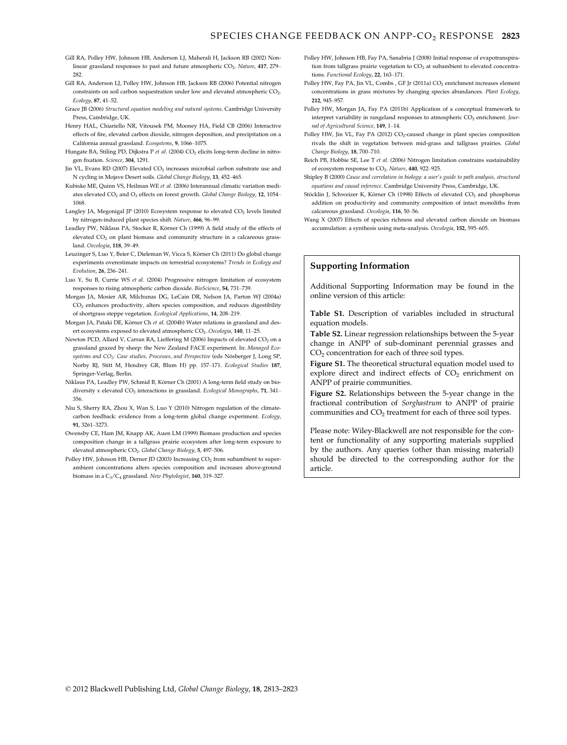Gill RA, Polley HW, Johnson HB, Anderson LJ, Maherali H, Jackson RB (2002) Nonlinear grassland responses to past and future atmospheric $CO_2$. *Nature*, **417**, 279–282.

Gill RA, Anderson LJ, Polley HW, Johnson HB, Jackson RB (2006) Potential nitrogen constraints on soil carbon sequestration under low and elevated atmospheric $CO_2$. *Ecology*, **87**, 41–52.

Grace JB (2006) *Structural equation modeling and natural systems*. Cambridge University Press, Cambridge, UK.

Henry HAL, Chiariello NR, Vitousek PM, Mooney HA, Field CB (2006) Interactive effects of fire, elevated carbon dioxide, nitrogen deposition, and precipitation on a California annual grassland. *Ecosystems*, **9**, 1066–1075.

Hungate BA, Stiling PD, Dijkstra P *et al.* (2004) $CO_2$ elicits long-term decline in nitrogen fixation. *Science*, **304**, 1291.

Jin VL, Evans RD (2007) Elevated $CO_2$ increases microbial carbon substrate use and N cycling in Mojave Desert soils. *Global Change Biology*, **13**, 452–465.

Kubiske ME, Quinn VS, Heilman WE *et al.* (2006) Interannual climatic variation mediates elevated $CO_2$ and $O_3$ effects on forest growth. *Global Change Biology*, **12**, 1054–1068.

Langley JA, Megonigal JP (2010) Ecosystem response to elevated $CO_2$ levels limited by nitrogen-induced plant species shift. *Nature*, **466**, 96–99.

Leadley PW, Niklaus PA, Stocker R, Körner Ch (1999) A field study of the effects of elevated $CO_2$ on plant biomass and community structure in a calcareous grassland. *Oecologia*, **118**, 39–49.

Leuzinger S, Luo Y, Beier C, Dieleman W, Vicca S, Körner Ch (2011) Do global change experiments overestimate impacts on terrestrial ecosystems? *Trends in Ecology and Evolution*, **26**, 236–241.

Luo Y, Su B, Currie WS *et al.* (2004) Progressive nitrogen limitation of ecosystem responses to rising atmospheric carbon dioxide. *BioScience*, **54**, 731–739.

Morgan JA, Mosier AR, Milchunas DG, LeCain DR, Nelson JA, Parton WJ (2004a) $CO_2$ enhances productivity, alters species composition, and reduces digestibility of shortgrass steppe vegetation. *Ecological Applications*, **14**, 208–219.

Morgan JA, Pataki DE, Körner Ch *et al.* (2004b) Water relations in grassland and desert ecosystems exposed to elevated atmospheric $CO_2$. *Oecologia*, **140**, 11–25.

Newton PCD, Allard V, Carran RA, Lieffering M (2006) Impacts of elevated $CO_2$ on a grassland grazed by sheep: the New Zealand FACE experiment. In: *Managed Ecosystems and $CO_2$: Case studies, Processes, and Perspective* (eds Nösberger J, Long SP, Norby RJ, Stitt M, Hendrey GR, Blum H) pp. 157–171. *Ecological Studies* **187**, Springer-Verlag, Berlin.

Niklaus PA, Leadley PW, Schmid B, Körner Ch (2001) A long-term field study on biodiversity x elevated $CO_2$ interactions in grassland. *Ecological Monographs*, **71**, 341–356.

Niu S, Sherry RA, Zhou X, Wan S, Luo Y (2010) Nitrogen regulation of the climate-carbon feedback: evidence from a long-term global change experiment. *Ecology*, **91**, 3261–3273.

Owensby CE, Ham JM, Knapp AK, Auen LM (1999) Biomass production and species composition change in a tallgrass prairie ecosystem after long-term exposure to elevated atmospheric $CO_2$. *Global Change Biology*, **5**, 497–506.

Polley HW, Johnson HB, Derner JD (2003) Increasing $CO_2$ from subambient to superambient concentrations alters species composition and increases above-ground biomass in a $C_3/C_4$ grassland. *New Phytologist*, **160**, 319–327.

Polley HW, Johnson HB, Fay PA, Sanabria J (2008) Initial response of evapotranspiration from tallgrass prairie vegetation to $CO_2$ at subambient to elevated concentrations. *Functional Ecology*, **22**, 163–171.

Polley HW, Fay PA, Jin VL, Combs , GF Jr (2011a) $CO_2$ enrichment increases element concentrations in grass mixtures by changing species abundances. *Plant Ecology*, **212**, 945–957.

Polley HW, Morgan JA, Fay PA (2011b) Application of a conceptual framework to interpret variability in rangeland responses to atmospheric $CO_2$ enrichment. *Journal of Agricultural Science*, **149**, 1–14.

Polley HW, Jin VL, Fay PA (2012) $CO_2$-caused change in plant species composition rivals the shift in vegetation between mid-grass and tallgrass prairies. *Global Change Biology*, **18**, 700–710.

Reich PB, Hobbie SE, Lee T *et al.* (2006) Nitrogen limitation constrains sustainability of ecosystem response to $CO_2$. *Nature*, **440**, 922–925.

Shipley B (2000) *Cause and correlation in biology: a user's guide to path analysis, structural equations and causal inference*. Cambridge University Press, Cambridge, UK.

Stöcklin J, Schweizer K, Körner Ch (1998) Effects of elevated $CO_2$ and phosphorus addition on productivity and community composition of intact monoliths from calcareous grassland. *Oecologia*, **116**, 50–56.

Wang X (2007) Effects of species richness and elevated carbon dioxide on biomass accumulation: a synthesis using meta-analysis. *Oecologia*, **152**, 595–605.

## Supporting Information

Additional Supporting Information may be found in the online version of this article:

**Table S1.** Description of variables included in structural equation models.

**Table S2.** Linear regression relationships between the 5-year change in ANPP of sub-dominant perennial grasses and $CO_2$ concentration for each of three soil types.

**Figure S1.** The theoretical structural equation model used to explore direct and indirect effects of $CO_2$ enrichment on ANPP of prairie communities.

**Figure S2.** Relationships between the 5-year change in the fractional contribution of *Sorghastrum* to ANPP of prairie communities and $CO_2$ treatment for each of three soil types.

Please note: Wiley-Blackwell are not responsible for the content or functionality of any supporting materials supplied by the authors. Any queries (other than missing material) should be directed to the corresponding author for the article.